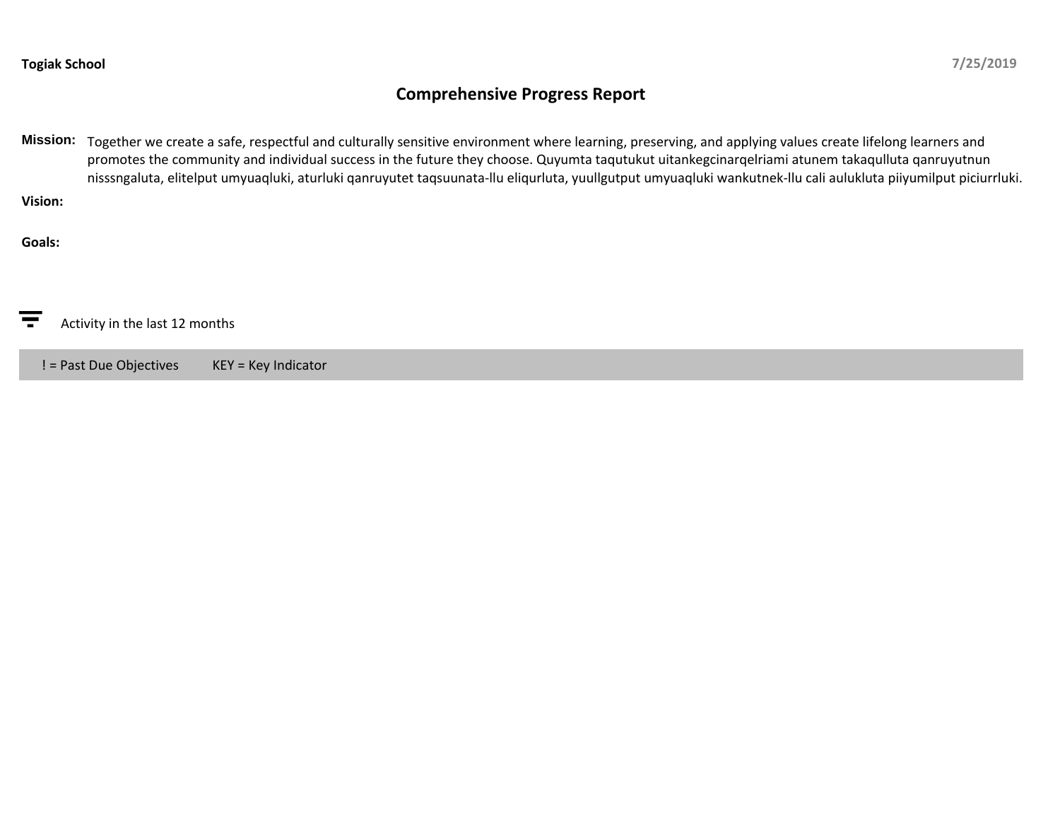**Togiak School**

**7/25/2019**

# Comprehensive Progress Report

**Mission:** Together we create a safe, respectful and culturally sensitive environment where learning, preserving, and applying values create lifelong learners and promotes the community and individual success in the future they choose. Quyumta taqutukut uitankegcinarqelriami atunem takaqulluta qanruyutnun nisssngaluta, elitelput umyuaqluki, aturluki qanruyutet taqsuunata-llu eliqurluta, yuullgutput umyuaqluki wankutnek-llu cali aulukluta piiyumilput piciurrluki.

**Vision:**

**Goals:**

Activity in the last 12 months

! = Past Due Objectives KEY = Key Indicator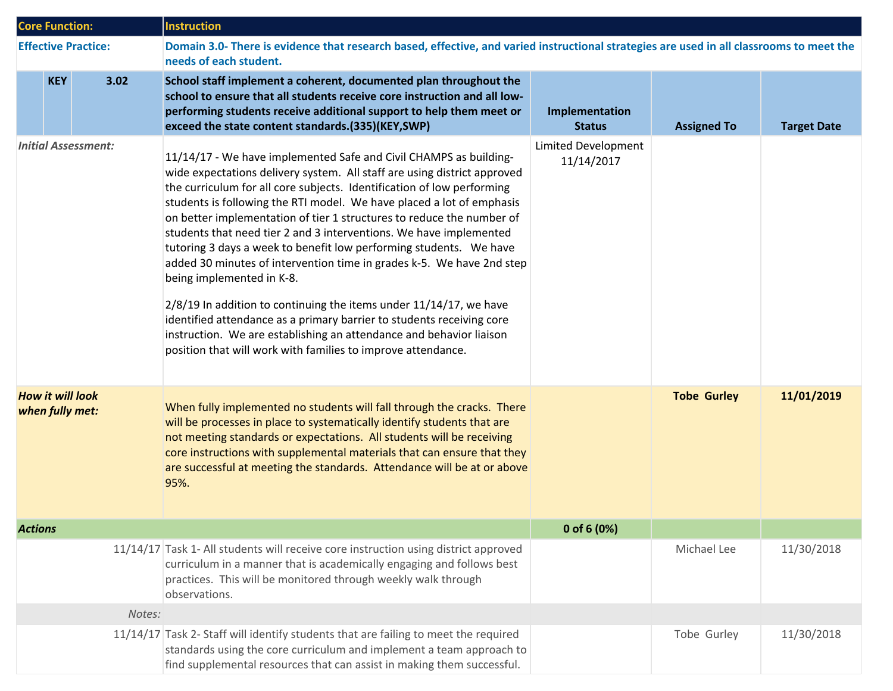| Core Function: | | | Instruction | | | |
|---|---|---|---|---|---|---|
| **Effective Practice:** | | | **Domain 3.0- There is evidence that research based, effective, and varied instructional strategies are used in all classrooms to meet the needs of each student.** | | | |
| | **KEY** | **3.02** | **School staff implement a coherent, documented plan throughout the school to ensure that all students receive core instruction and all low-performing students receive additional support to help them meet or exceed the state content standards.(335)(KEY,SWP)** | **Implementation Status** | **Assigned To** | **Target Date** |
| *Initial Assessment:* | | | 11/14/17 - We have implemented Safe and Civil CHAMPS as building-wide expectations delivery system. All staff are using district approved the curriculum for all core subjects. Identification of low performing students is following the RTI model. We have placed a lot of emphasis on better implementation of tier 1 structures to reduce the number of students that need tier 2 and 3 interventions. We have implemented tutoring 3 days a week to benefit low performing students. We have added 30 minutes of intervention time in grades k-5. We have 2nd step being implemented in K-8.<br><br>2/8/19 In addition to continuing the items under 11/14/17, we have identified attendance as a primary barrier to students receiving core instruction. We are establishing an attendance and behavior liaison position that will work with families to improve attendance. | Limited Development 11/14/2017 | | |
| ***How it will look when fully met:*** | | | When fully implemented no students will fall through the cracks. There will be processes in place to systematically identify students that are not meeting standards or expectations. All students will be receiving core instructions with supplemental materials that can ensure that they are successful at meeting the standards. Attendance will be at or above 95%. | | **Tobe Gurley** | **11/01/2019** |
| ***Actions*** | | | | **0 of 6 (0%)** | | |
| | | 11/14/17 | Task 1- All students will receive core instruction using district approved curriculum in a manner that is academically engaging and follows best practices. This will be monitored through weekly walk through observations. | | Michael Lee | 11/30/2018 |
| | | *Notes:* | | | | |
| | | 11/14/17 | Task 2- Staff will identify students that are failing to meet the required standards using the core curriculum and implement a team approach to find supplemental resources that can assist in making them successful. | | Tobe Gurley | 11/30/2018 |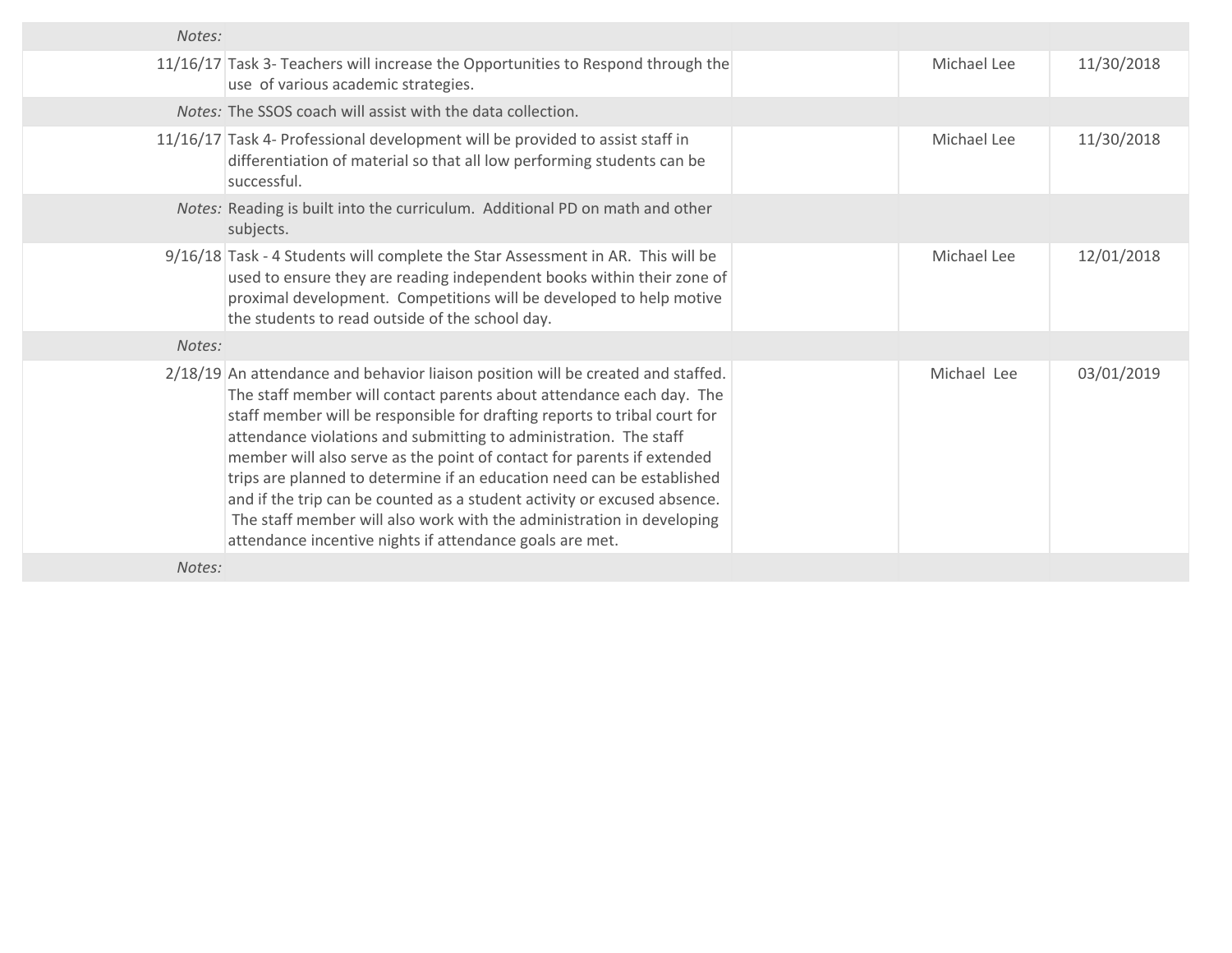| | | | | |
|---|---|---|---|---|
| *Notes:* | | | | |
| 11/16/17 | Task 3- Teachers will increase the Opportunities to Respond through the use of various academic strategies. | | Michael Lee | 11/30/2018 |
| *Notes:* | The SSOS coach will assist with the data collection. | | | |
| 11/16/17 | Task 4- Professional development will be provided to assist staff in differentiation of material so that all low performing students can be successful. | | Michael Lee | 11/30/2018 |
| *Notes:* | Reading is built into the curriculum. Additional PD on math and other subjects. | | | |
| 9/16/18 | Task - 4 Students will complete the Star Assessment in AR. This will be used to ensure they are reading independent books within their zone of proximal development. Competitions will be developed to help motive the students to read outside of the school day. | | Michael Lee | 12/01/2018 |
| *Notes:* | | | | |
| 2/18/19 | An attendance and behavior liaison position will be created and staffed. The staff member will contact parents about attendance each day. The staff member will be responsible for drafting reports to tribal court for attendance violations and submitting to administration. The staff member will also serve as the point of contact for parents if extended trips are planned to determine if an education need can be established and if the trip can be counted as a student activity or excused absence. The staff member will also work with the administration in developing attendance incentive nights if attendance goals are met. | | Michael Lee | 03/01/2019 |
| *Notes:* | | | | |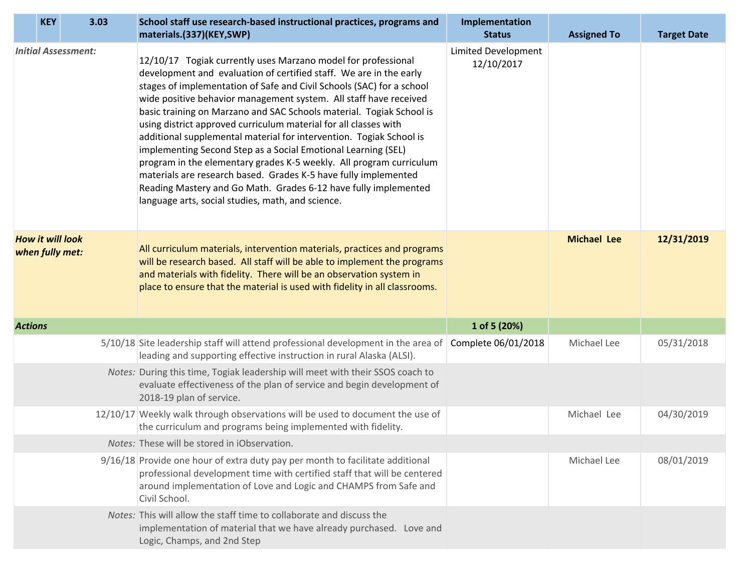| KEY | 3.03 | School staff use research-based instructional practices, programs and materials.(337)(KEY,SWP) | Implementation Status | Assigned To | Target Date |
|---|---|---|---|---|---|
| *Initial Assessment:* | | 12/10/17 Togiak currently uses Marzano model for professional development and evaluation of certified staff. We are in the early stages of implementation of Safe and Civil Schools (SAC) for a school wide positive behavior management system. All staff have received basic training on Marzano and SAC Schools material. Togiak School is using district approved curriculum material for all classes with additional supplemental material for intervention. Togiak School is implementing Second Step as a Social Emotional Learning (SEL) program in the elementary grades K-5 weekly. All program curriculum materials are research based. Grades K-5 have fully implemented Reading Mastery and Go Math. Grades 6-12 have fully implemented language arts, social studies, math, and science. | Limited Development 12/10/2017 | | |
| ***How it will look when fully met:*** | | All curriculum materials, intervention materials, practices and programs will be research based. All staff will be able to implement the programs and materials with fidelity. There will be an observation system in place to ensure that the material is used with fidelity in all classrooms. | | **Michael Lee** | **12/31/2019** |
| ***Actions*** | | | **1 of 5 (20%)** | | |
| | 5/10/18 | Site leadership staff will attend professional development in the area of leading and supporting effective instruction in rural Alaska (ALSI). | Complete 06/01/2018 | Michael Lee | 05/31/2018 |
| | *Notes:* | During this time, Togiak leadership will meet with their SSOS coach to evaluate effectiveness of the plan of service and begin development of 2018-19 plan of service. | | | |
| | 12/10/17 | Weekly walk through observations will be used to document the use of the curriculum and programs being implemented with fidelity. | | Michael Lee | 04/30/2019 |
| | *Notes:* | These will be stored in iObservation. | | | |
| | 9/16/18 | Provide one hour of extra duty pay per month to facilitate additional professional development time with certified staff that will be centered around implementation of Love and Logic and CHAMPS from Safe and Civil School. | | Michael Lee | 08/01/2019 |
| | *Notes:* | This will allow the staff time to collaborate and discuss the implementation of material that we have already purchased. Love and Logic, Champs, and 2nd Step | | | |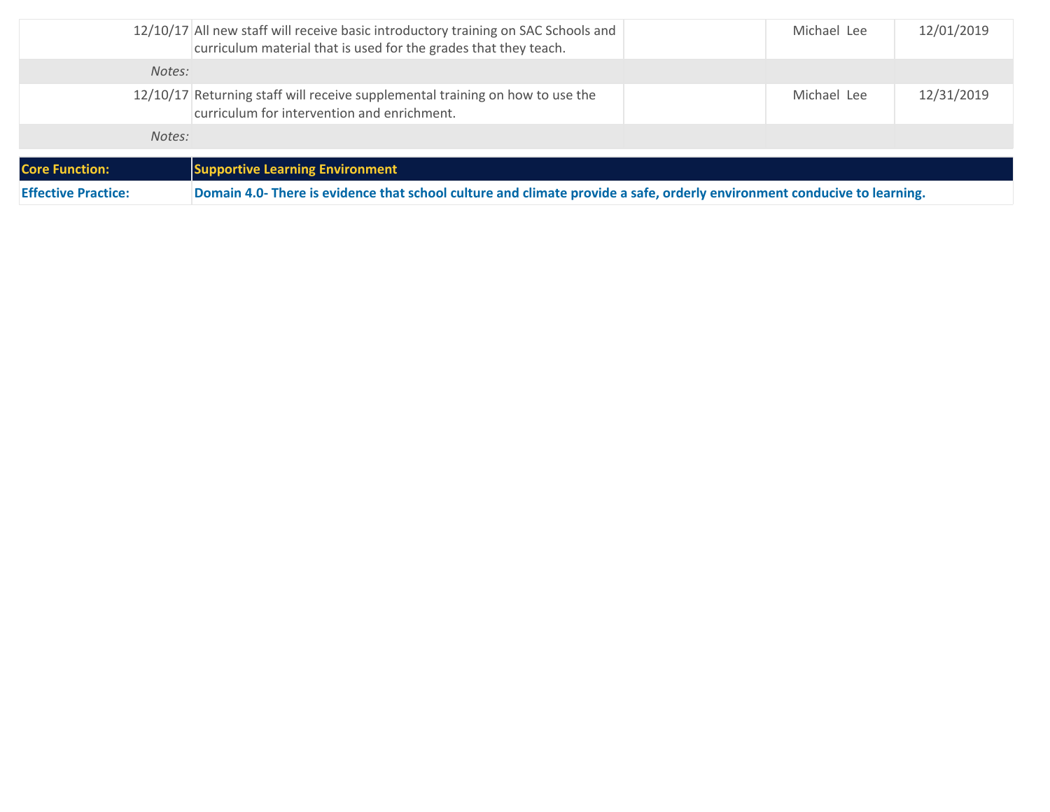| | | | | |
|---|---|---|---|---|
| 12/10/17 | All new staff will receive basic introductory training on SAC Schools and curriculum material that is used for the grades that they teach. | | Michael Lee | 12/01/2019 |
| *Notes:* | | | | |
| 12/10/17 | Returning staff will receive supplemental training on how to use the curriculum for intervention and enrichment. | | Michael Lee | 12/31/2019 |
| *Notes:* | | | | |

| | |
|---|---|
| **Core Function:** | **Supportive Learning Environment** |
| **Effective Practice:** | **Domain 4.0- There is evidence that school culture and climate provide a safe, orderly environment conducive to learning.** |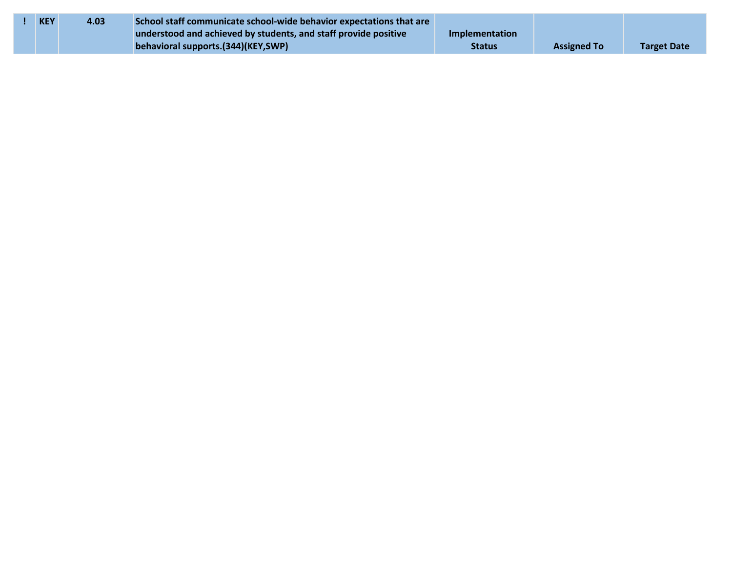| ! | KEY | 4.03 | School staff communicate school-wide behavior expectations that are understood and achieved by students, and staff provide positive behavioral supports.(344)(KEY,SWP) | Implementation Status | Assigned To | Target Date |
|---|---|---|---|---|---|---|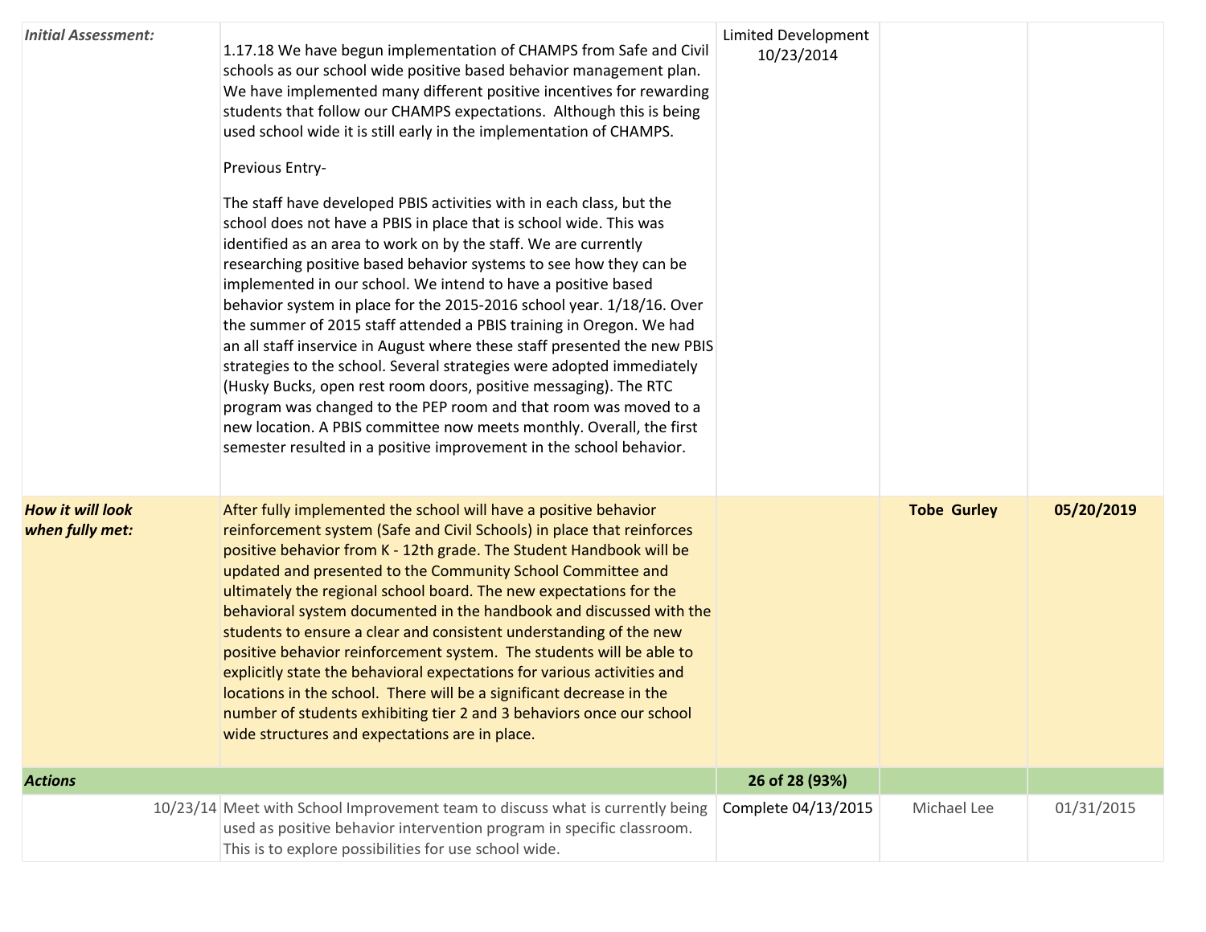| | | | | |
|---|---|---|---|---|
| ***Initial Assessment:*** | 1.17.18 We have begun implementation of CHAMPS from Safe and Civil schools as our school wide positive based behavior management plan. We have implemented many different positive incentives for rewarding students that follow our CHAMPS expectations. Although this is being used school wide it is still early in the implementation of CHAMPS.<br><br>Previous Entry-<br><br>The staff have developed PBIS activities with in each class, but the school does not have a PBIS in place that is school wide. This was identified as an area to work on by the staff. We are currently researching positive based behavior systems to see how they can be implemented in our school. We intend to have a positive based behavior system in place for the 2015-2016 school year. 1/18/16. Over the summer of 2015 staff attended a PBIS training in Oregon. We had an all staff inservice in August where these staff presented the new PBIS strategies to the school. Several strategies were adopted immediately (Husky Bucks, open rest room doors, positive messaging). The RTC program was changed to the PEP room and that room was moved to a new location. A PBIS committee now meets monthly. Overall, the first semester resulted in a positive improvement in the school behavior. | Limited Development 10/23/2014 | | |
| ***How it will look when fully met:*** | After fully implemented the school will have a positive behavior reinforcement system (Safe and Civil Schools) in place that reinforces positive behavior from K - 12th grade. The Student Handbook will be updated and presented to the Community School Committee and ultimately the regional school board. The new expectations for the behavioral system documented in the handbook and discussed with the students to ensure a clear and consistent understanding of the new positive behavior reinforcement system. The students will be able to explicitly state the behavioral expectations for various activities and locations in the school. There will be a significant decrease in the number of students exhibiting tier 2 and 3 behaviors once our school wide structures and expectations are in place. | | **Tobe Gurley** | **05/20/2019** |
| ***Actions*** | | **26 of 28 (93%)** | | |
| 10/23/14 | Meet with School Improvement team to discuss what is currently being used as positive behavior intervention program in specific classroom. This is to explore possibilities for use school wide. | Complete 04/13/2015 | Michael Lee | 01/31/2015 |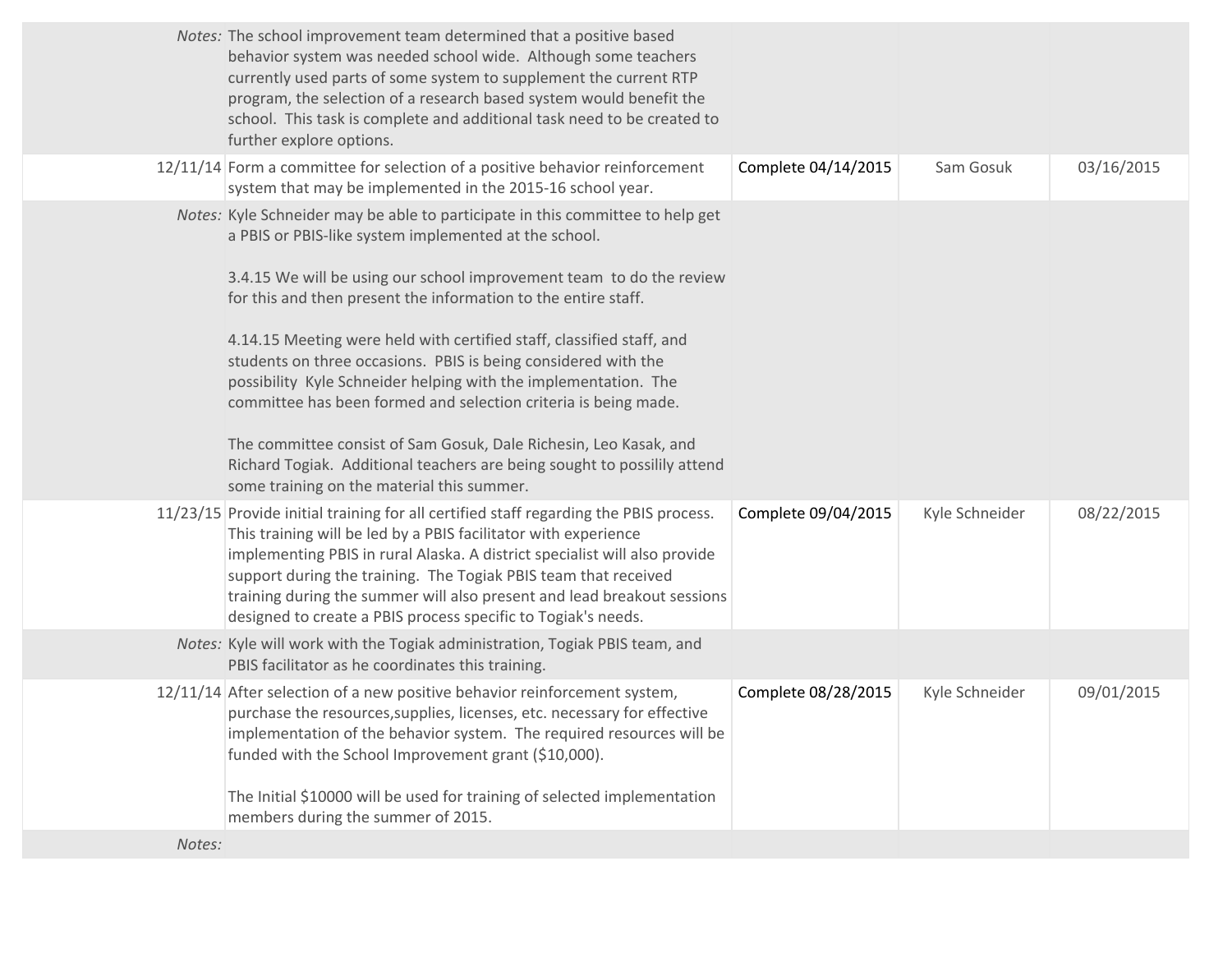| | | | | |
|---|---|---|---|---|
| *Notes:* | The school improvement team determined that a positive based behavior system was needed school wide. Although some teachers currently used parts of some system to supplement the current RTP program, the selection of a research based system would benefit the school. This task is complete and additional task need to be created to further explore options. | | | |
| 12/11/14 | Form a committee for selection of a positive behavior reinforcement system that may be implemented in the 2015-16 school year. | Complete 04/14/2015 | Sam Gosuk | 03/16/2015 |
| *Notes:* | Kyle Schneider may be able to participate in this committee to help get a PBIS or PBIS-like system implemented at the school.<br><br>3.4.15 We will be using our school improvement team to do the review for this and then present the information to the entire staff.<br><br>4.14.15 Meeting were held with certified staff, classified staff, and students on three occasions. PBIS is being considered with the possibility Kyle Schneider helping with the implementation. The committee has been formed and selection criteria is being made.<br><br>The committee consist of Sam Gosuk, Dale Richesin, Leo Kasak, and Richard Togiak. Additional teachers are being sought to possilily attend some training on the material this summer. | | | |
| 11/23/15 | Provide initial training for all certified staff regarding the PBIS process. This training will be led by a PBIS facilitator with experience implementing PBIS in rural Alaska. A district specialist will also provide support during the training. The Togiak PBIS team that received training during the summer will also present and lead breakout sessions designed to create a PBIS process specific to Togiak's needs. | Complete 09/04/2015 | Kyle Schneider | 08/22/2015 |
| *Notes:* | Kyle will work with the Togiak administration, Togiak PBIS team, and PBIS facilitator as he coordinates this training. | | | |
| 12/11/14 | After selection of a new positive behavior reinforcement system, purchase the resources,supplies, licenses, etc. necessary for effective implementation of the behavior system. The required resources will be funded with the School Improvement grant ($10,000).<br><br>The Initial $10000 will be used for training of selected implementation members during the summer of 2015. | Complete 08/28/2015 | Kyle Schneider | 09/01/2015 |
| *Notes:* | | | | |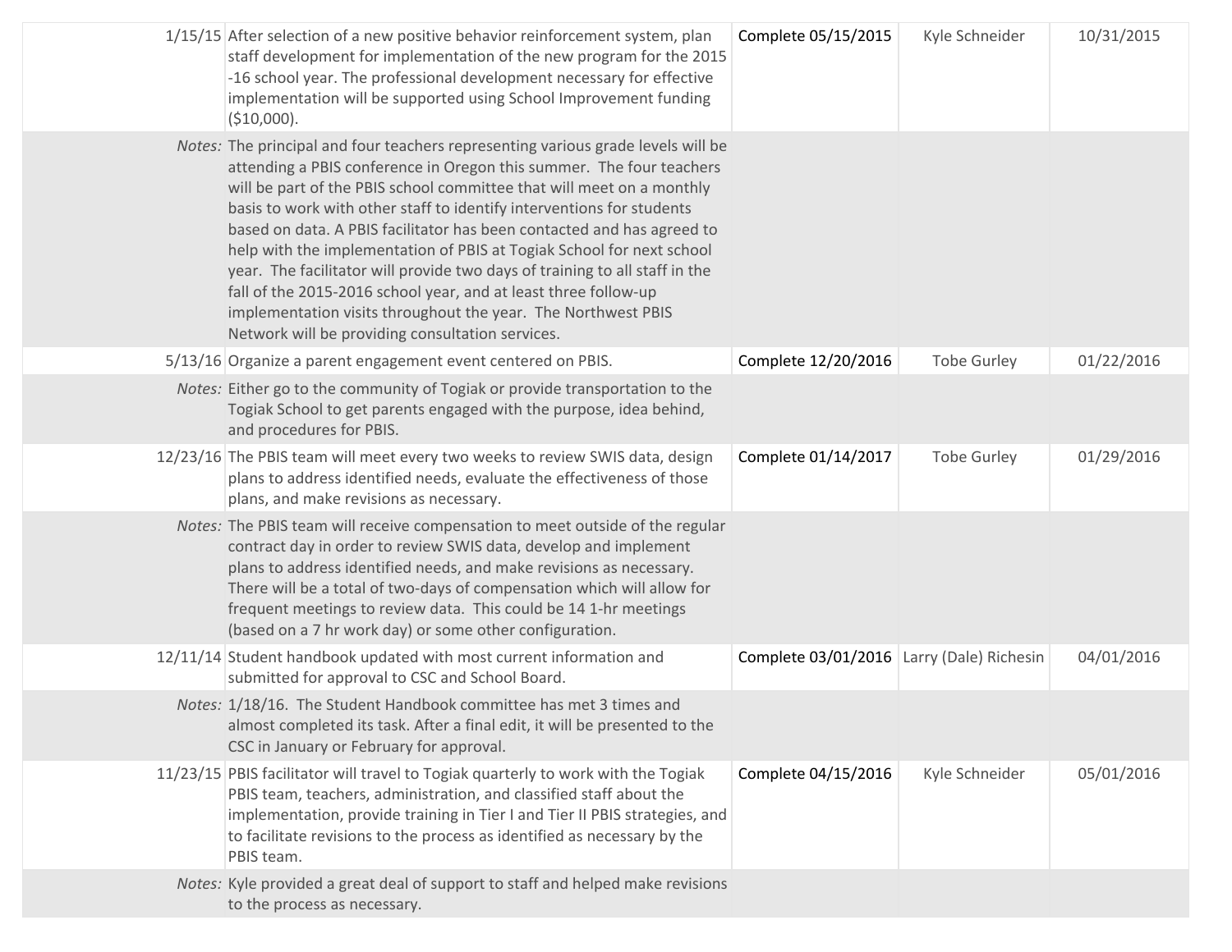| | | | | |
|---|---|---|---|---|
| 1/15/15 | After selection of a new positive behavior reinforcement system, plan staff development for implementation of the new program for the 2015 -16 school year. The professional development necessary for effective implementation will be supported using School Improvement funding ($10,000). | Complete 05/15/2015 | Kyle Schneider | 10/31/2015 |
| *Notes:* | The principal and four teachers representing various grade levels will be attending a PBIS conference in Oregon this summer. The four teachers will be part of the PBIS school committee that will meet on a monthly basis to work with other staff to identify interventions for students based on data. A PBIS facilitator has been contacted and has agreed to help with the implementation of PBIS at Togiak School for next school year. The facilitator will provide two days of training to all staff in the fall of the 2015-2016 school year, and at least three follow-up implementation visits throughout the year. The Northwest PBIS Network will be providing consultation services. | | | |
| 5/13/16 | Organize a parent engagement event centered on PBIS. | Complete 12/20/2016 | Tobe Gurley | 01/22/2016 |
| *Notes:* | Either go to the community of Togiak or provide transportation to the Togiak School to get parents engaged with the purpose, idea behind, and procedures for PBIS. | | | |
| 12/23/16 | The PBIS team will meet every two weeks to review SWIS data, design plans to address identified needs, evaluate the effectiveness of those plans, and make revisions as necessary. | Complete 01/14/2017 | Tobe Gurley | 01/29/2016 |
| *Notes:* | The PBIS team will receive compensation to meet outside of the regular contract day in order to review SWIS data, develop and implement plans to address identified needs, and make revisions as necessary. There will be a total of two-days of compensation which will allow for frequent meetings to review data. This could be 14 1-hr meetings (based on a 7 hr work day) or some other configuration. | | | |
| 12/11/14 | Student handbook updated with most current information and submitted for approval to CSC and School Board. | Complete 03/01/2016 | Larry (Dale) Richesin | 04/01/2016 |
| *Notes:* | 1/18/16. The Student Handbook committee has met 3 times and almost completed its task. After a final edit, it will be presented to the CSC in January or February for approval. | | | |
| 11/23/15 | PBIS facilitator will travel to Togiak quarterly to work with the Togiak PBIS team, teachers, administration, and classified staff about the implementation, provide training in Tier I and Tier II PBIS strategies, and to facilitate revisions to the process as identified as necessary by the PBIS team. | Complete 04/15/2016 | Kyle Schneider | 05/01/2016 |
| *Notes:* | Kyle provided a great deal of support to staff and helped make revisions to the process as necessary. | | | |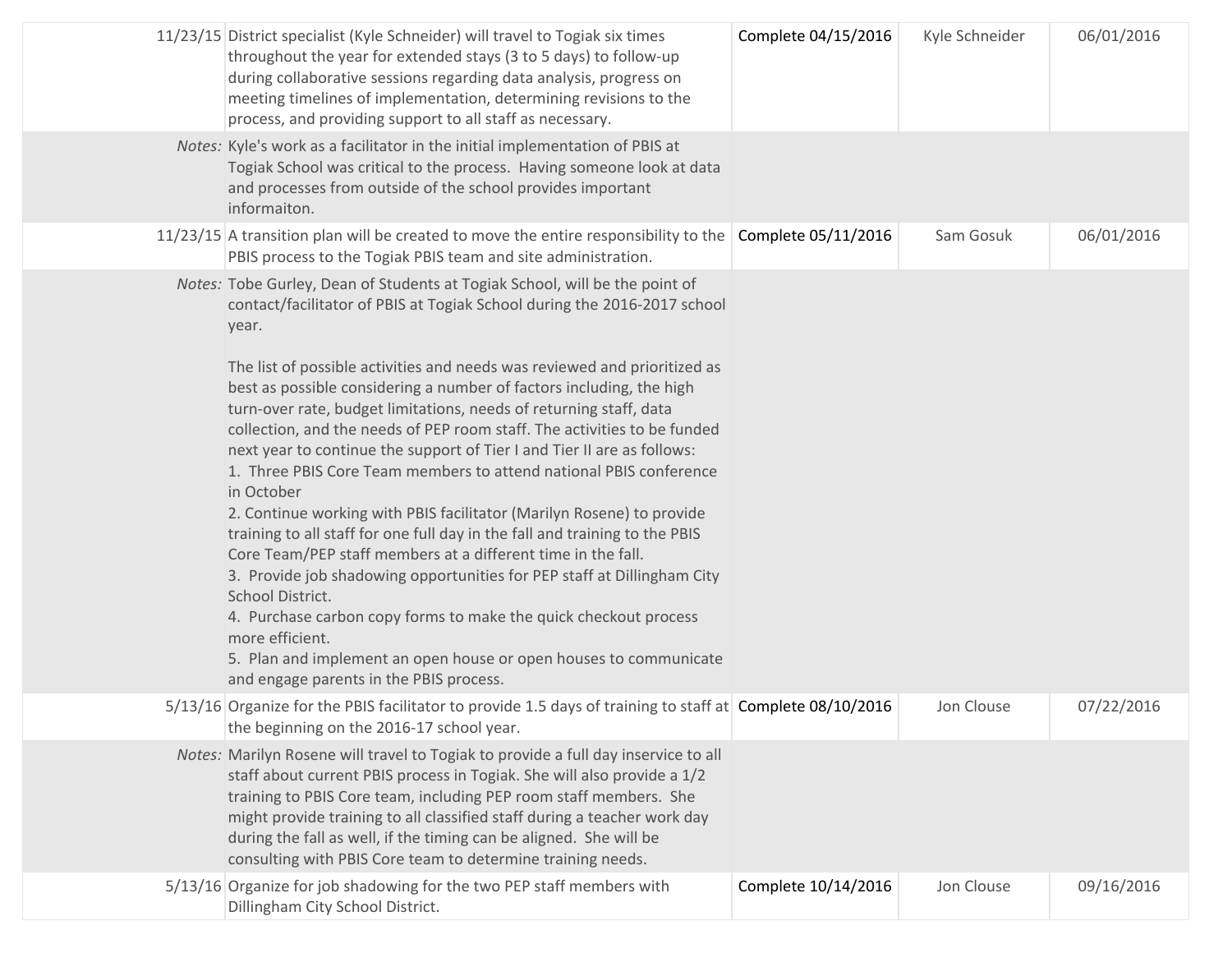| | | | | |
|---|---|---|---|---|
| 11/23/15 | District specialist (Kyle Schneider) will travel to Togiak six times throughout the year for extended stays (3 to 5 days) to follow-up during collaborative sessions regarding data analysis, progress on meeting timelines of implementation, determining revisions to the process, and providing support to all staff as necessary. | Complete 04/15/2016 | Kyle Schneider | 06/01/2016 |
| *Notes:* | Kyle's work as a facilitator in the initial implementation of PBIS at Togiak School was critical to the process. Having someone look at data and processes from outside of the school provides important informaiton. | | | |
| 11/23/15 | A transition plan will be created to move the entire responsibility to the PBIS process to the Togiak PBIS team and site administration. | Complete 05/11/2016 | Sam Gosuk | 06/01/2016 |
| *Notes:* | Tobe Gurley, Dean of Students at Togiak School, will be the point of contact/facilitator of PBIS at Togiak School during the 2016-2017 school year.<br><br>The list of possible activities and needs was reviewed and prioritized as best as possible considering a number of factors including, the high turn-over rate, budget limitations, needs of returning staff, data collection, and the needs of PEP room staff. The activities to be funded next year to continue the support of Tier I and Tier II are as follows:<br>1. Three PBIS Core Team members to attend national PBIS conference in October<br>2. Continue working with PBIS facilitator (Marilyn Rosene) to provide training to all staff for one full day in the fall and training to the PBIS Core Team/PEP staff members at a different time in the fall.<br>3. Provide job shadowing opportunities for PEP staff at Dillingham City School District.<br>4. Purchase carbon copy forms to make the quick checkout process more efficient.<br>5. Plan and implement an open house or open houses to communicate and engage parents in the PBIS process. | | | |
| 5/13/16 | Organize for the PBIS facilitator to provide 1.5 days of training to staff at the beginning on the 2016-17 school year. | Complete 08/10/2016 | Jon Clouse | 07/22/2016 |
| *Notes:* | Marilyn Rosene will travel to Togiak to provide a full day inservice to all staff about current PBIS process in Togiak. She will also provide a 1/2 training to PBIS Core team, including PEP room staff members. She might provide training to all classified staff during a teacher work day during the fall as well, if the timing can be aligned. She will be consulting with PBIS Core team to determine training needs. | | | |
| 5/13/16 | Organize for job shadowing for the two PEP staff members with Dillingham City School District. | Complete 10/14/2016 | Jon Clouse | 09/16/2016 |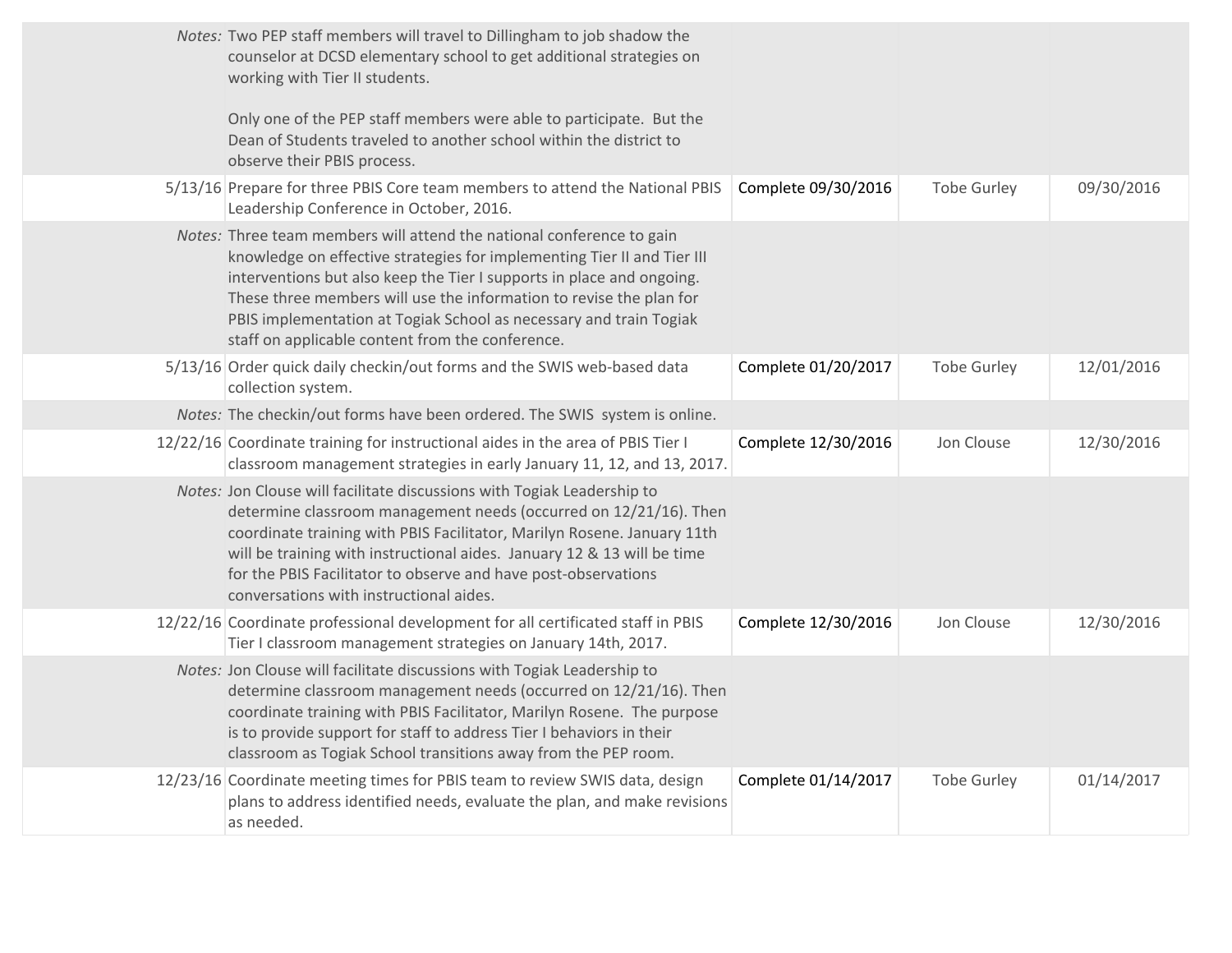| Date | Task | Status | Assigned To | Due Date |
|---|---|---|---|---|
| *Notes:* | Two PEP staff members will travel to Dillingham to job shadow the counselor at DCSD elementary school to get additional strategies on working with Tier II students.<br><br>Only one of the PEP staff members were able to participate. But the Dean of Students traveled to another school within the district to observe their PBIS process. | | | |
| 5/13/16 | Prepare for three PBIS Core team members to attend the National PBIS Leadership Conference in October, 2016. | Complete 09/30/2016 | Tobe Gurley | 09/30/2016 |
| *Notes:* | Three team members will attend the national conference to gain knowledge on effective strategies for implementing Tier II and Tier III interventions but also keep the Tier I supports in place and ongoing. These three members will use the information to revise the plan for PBIS implementation at Togiak School as necessary and train Togiak staff on applicable content from the conference. | | | |
| 5/13/16 | Order quick daily checkin/out forms and the SWIS web-based data collection system. | Complete 01/20/2017 | Tobe Gurley | 12/01/2016 |
| *Notes:* | The checkin/out forms have been ordered. The SWIS system is online. | | | |
| 12/22/16 | Coordinate training for instructional aides in the area of PBIS Tier I classroom management strategies in early January 11, 12, and 13, 2017. | Complete 12/30/2016 | Jon Clouse | 12/30/2016 |
| *Notes:* | Jon Clouse will facilitate discussions with Togiak Leadership to determine classroom management needs (occurred on 12/21/16). Then coordinate training with PBIS Facilitator, Marilyn Rosene. January 11th will be training with instructional aides. January 12 & 13 will be time for the PBIS Facilitator to observe and have post-observations conversations with instructional aides. | | | |
| 12/22/16 | Coordinate professional development for all certificated staff in PBIS Tier I classroom management strategies on January 14th, 2017. | Complete 12/30/2016 | Jon Clouse | 12/30/2016 |
| *Notes:* | Jon Clouse will facilitate discussions with Togiak Leadership to determine classroom management needs (occurred on 12/21/16). Then coordinate training with PBIS Facilitator, Marilyn Rosene. The purpose is to provide support for staff to address Tier I behaviors in their classroom as Togiak School transitions away from the PEP room. | | | |
| 12/23/16 | Coordinate meeting times for PBIS team to review SWIS data, design plans to address identified needs, evaluate the plan, and make revisions as needed. | Complete 01/14/2017 | Tobe Gurley | 01/14/2017 |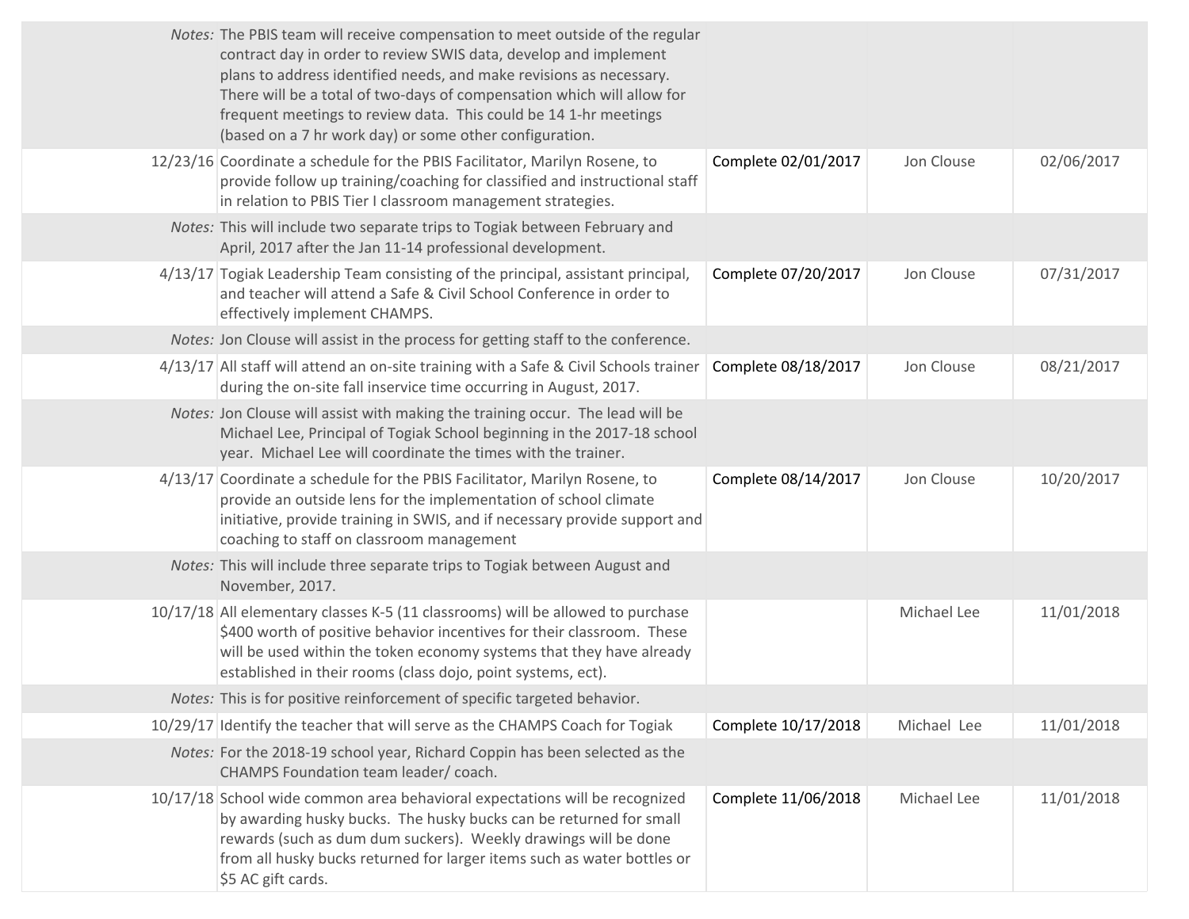| | | | | |
|---|---|---|---|---|
| *Notes:* | The PBIS team will receive compensation to meet outside of the regular contract day in order to review SWIS data, develop and implement plans to address identified needs, and make revisions as necessary. There will be a total of two-days of compensation which will allow for frequent meetings to review data. This could be 14 1-hr meetings (based on a 7 hr work day) or some other configuration. | | | |
| 12/23/16 | Coordinate a schedule for the PBIS Facilitator, Marilyn Rosene, to provide follow up training/coaching for classified and instructional staff in relation to PBIS Tier I classroom management strategies. | Complete 02/01/2017 | Jon Clouse | 02/06/2017 |
| *Notes:* | This will include two separate trips to Togiak between February and April, 2017 after the Jan 11-14 professional development. | | | |
| 4/13/17 | Togiak Leadership Team consisting of the principal, assistant principal, and teacher will attend a Safe & Civil School Conference in order to effectively implement CHAMPS. | Complete 07/20/2017 | Jon Clouse | 07/31/2017 |
| *Notes:* | Jon Clouse will assist in the process for getting staff to the conference. | | | |
| 4/13/17 | All staff will attend an on-site training with a Safe & Civil Schools trainer during the on-site fall inservice time occurring in August, 2017. | Complete 08/18/2017 | Jon Clouse | 08/21/2017 |
| *Notes:* | Jon Clouse will assist with making the training occur. The lead will be Michael Lee, Principal of Togiak School beginning in the 2017-18 school year. Michael Lee will coordinate the times with the trainer. | | | |
| 4/13/17 | Coordinate a schedule for the PBIS Facilitator, Marilyn Rosene, to provide an outside lens for the implementation of school climate initiative, provide training in SWIS, and if necessary provide support and coaching to staff on classroom management | Complete 08/14/2017 | Jon Clouse | 10/20/2017 |
| *Notes:* | This will include three separate trips to Togiak between August and November, 2017. | | | |
| 10/17/18 | All elementary classes K-5 (11 classrooms) will be allowed to purchase $400 worth of positive behavior incentives for their classroom. These will be used within the token economy systems that they have already established in their rooms (class dojo, point systems, ect). | | Michael Lee | 11/01/2018 |
| *Notes:* | This is for positive reinforcement of specific targeted behavior. | | | |
| 10/29/17 | Identify the teacher that will serve as the CHAMPS Coach for Togiak | Complete 10/17/2018 | Michael Lee | 11/01/2018 |
| *Notes:* | For the 2018-19 school year, Richard Coppin has been selected as the CHAMPS Foundation team leader/ coach. | | | |
| 10/17/18 | School wide common area behavioral expectations will be recognized by awarding husky bucks. The husky bucks can be returned for small rewards (such as dum dum suckers). Weekly drawings will be done from all husky bucks returned for larger items such as water bottles or $5 AC gift cards. | Complete 11/06/2018 | Michael Lee | 11/01/2018 |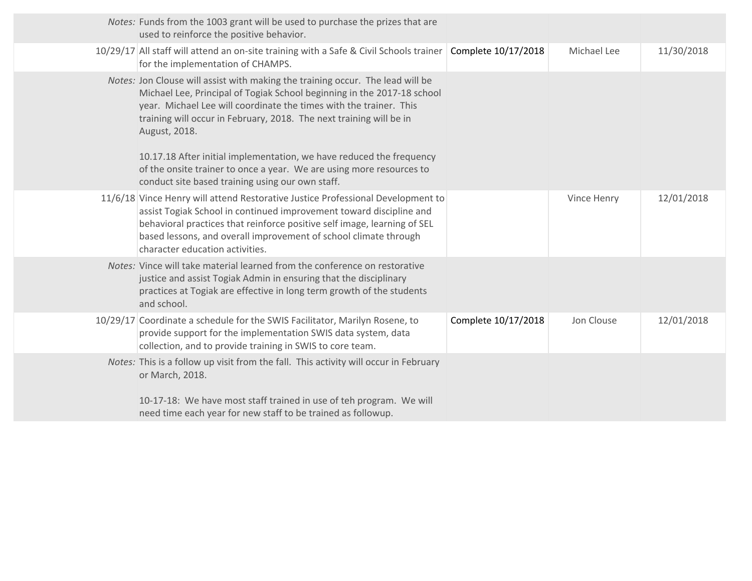| | | | | |
|---|---|---|---|---|
| *Notes:* | Funds from the 1003 grant will be used to purchase the prizes that are used to reinforce the positive behavior. | | | |
| 10/29/17 | All staff will attend an on-site training with a Safe & Civil Schools trainer for the implementation of CHAMPS. | Complete 10/17/2018 | Michael Lee | 11/30/2018 |
| *Notes:* | Jon Clouse will assist with making the training occur. The lead will be Michael Lee, Principal of Togiak School beginning in the 2017-18 school year. Michael Lee will coordinate the times with the trainer. This training will occur in February, 2018. The next training will be in August, 2018.<br><br>10.17.18 After initial implementation, we have reduced the frequency of the onsite trainer to once a year. We are using more resources to conduct site based training using our own staff. | | | |
| 11/6/18 | Vince Henry will attend Restorative Justice Professional Development to assist Togiak School in continued improvement toward discipline and behavioral practices that reinforce positive self image, learning of SEL based lessons, and overall improvement of school climate through character education activities. | | Vince Henry | 12/01/2018 |
| *Notes:* | Vince will take material learned from the conference on restorative justice and assist Togiak Admin in ensuring that the disciplinary practices at Togiak are effective in long term growth of the students and school. | | | |
| 10/29/17 | Coordinate a schedule for the SWIS Facilitator, Marilyn Rosene, to provide support for the implementation SWIS data system, data collection, and to provide training in SWIS to core team. | Complete 10/17/2018 | Jon Clouse | 12/01/2018 |
| *Notes:* | This is a follow up visit from the fall. This activity will occur in February or March, 2018.<br><br>10-17-18: We have most staff trained in use of teh program. We will need time each year for new staff to be trained as followup. | | | |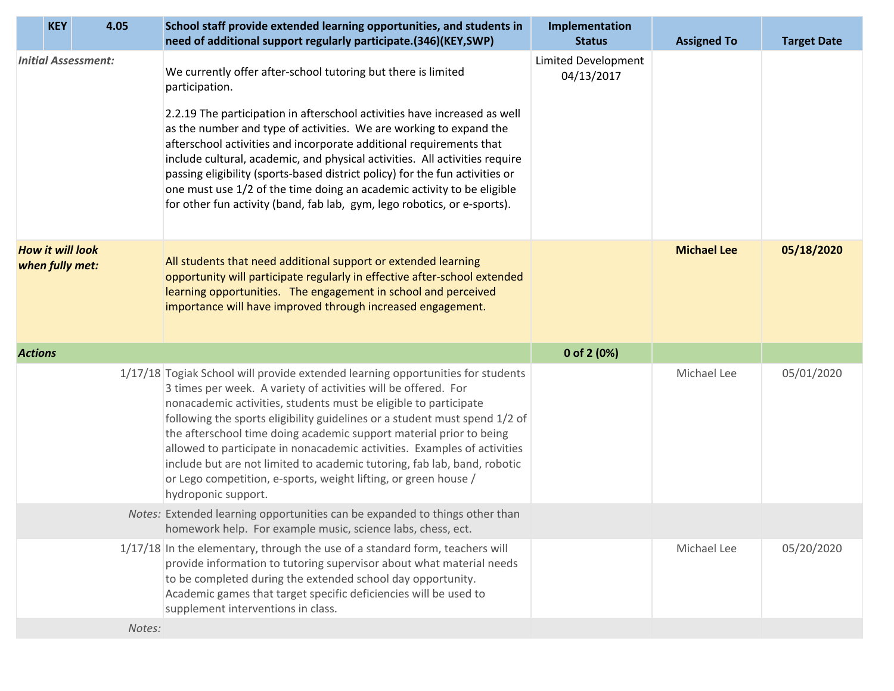| | KEY | 4.05 | School staff provide extended learning opportunities, and students in need of additional support regularly participate.(346)(KEY,SWP) | Implementation Status | Assigned To | Target Date |
|---|---|---|---|---|---|---|
| *Initial Assessment:* | | | We currently offer after-school tutoring but there is limited participation.<br><br>2.2.19 The participation in afterschool activities have increased as well as the number and type of activities. We are working to expand the afterschool activities and incorporate additional requirements that include cultural, academic, and physical activities. All activities require passing eligibility (sports-based district policy) for the fun activities or one must use 1/2 of the time doing an academic activity to be eligible for other fun activity (band, fab lab, gym, lego robotics, or e-sports). | Limited Development 04/13/2017 | | |
| ***How it will look when fully met:*** | | | All students that need additional support or extended learning opportunity will participate regularly in effective after-school extended learning opportunities. The engagement in school and perceived importance will have improved through increased engagement. | | **Michael Lee** | **05/18/2020** |
| ***Actions*** | | | | **0 of 2 (0%)** | | |
| | | 1/17/18 | Togiak School will provide extended learning opportunities for students 3 times per week. A variety of activities will be offered. For nonacademic activities, students must be eligible to participate following the sports eligibility guidelines or a student must spend 1/2 of the afterschool time doing academic support material prior to being allowed to participate in nonacademic activities. Examples of activities include but are not limited to academic tutoring, fab lab, band, robotic or Lego competition, e-sports, weight lifting, or green house / hydroponic support. | | Michael Lee | 05/01/2020 |
| | | *Notes:* | Extended learning opportunities can be expanded to things other than homework help. For example music, science labs, chess, ect. | | | |
| | | 1/17/18 | In the elementary, through the use of a standard form, teachers will provide information to tutoring supervisor about what material needs to be completed during the extended school day opportunity. Academic games that target specific deficiencies will be used to supplement interventions in class. | | Michael Lee | 05/20/2020 |
| | | *Notes:* | | | | |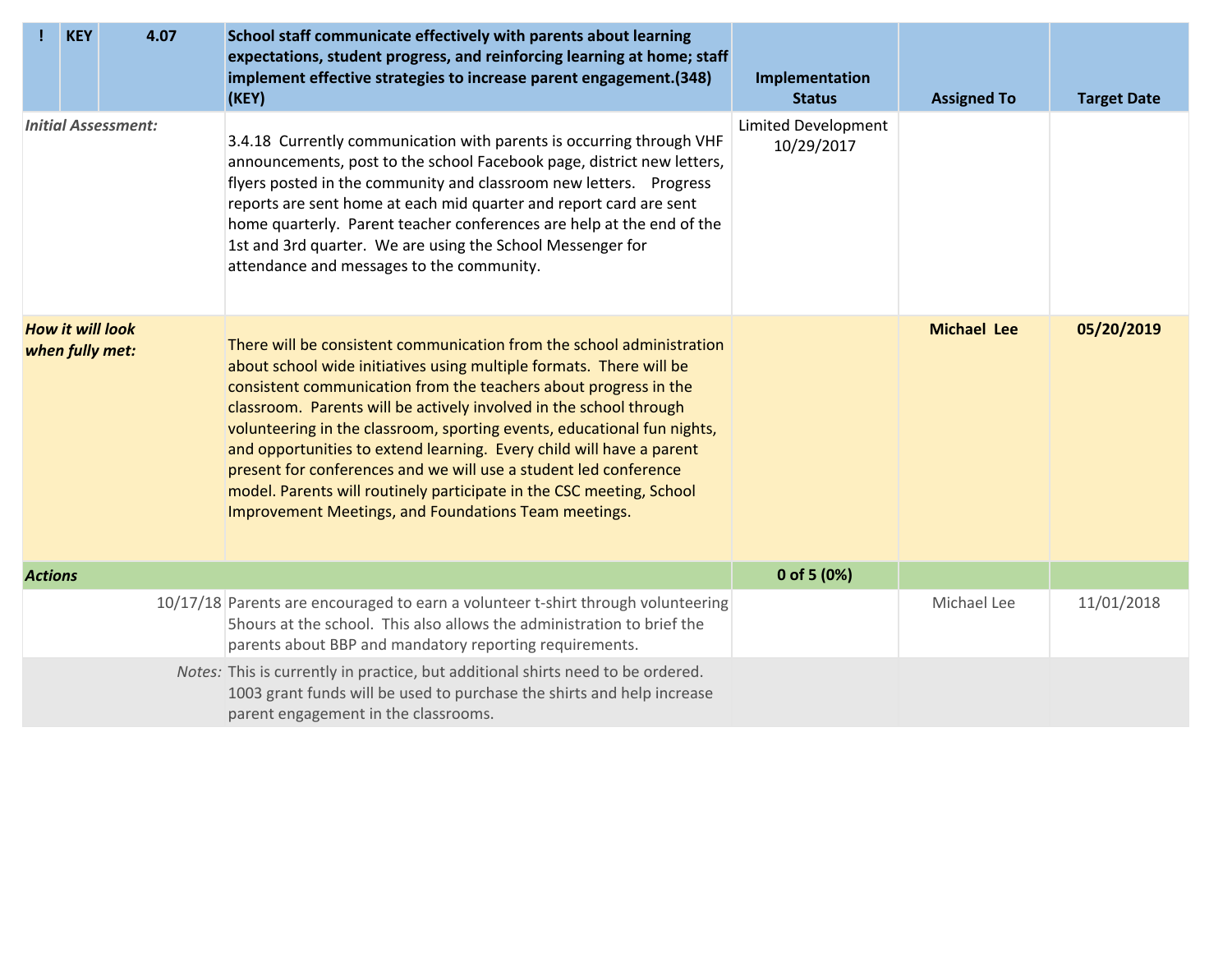| ! | KEY | 4.07 | School staff communicate effectively with parents about learning expectations, student progress, and reinforcing learning at home; staff implement effective strategies to increase parent engagement.(348) (KEY) | Implementation Status | Assigned To | Target Date |
|---|---|---|---|---|---|---|
| *Initial Assessment:* | | | 3.4.18 Currently communication with parents is occurring through VHF announcements, post to the school Facebook page, district new letters, flyers posted in the community and classroom new letters. Progress reports are sent home at each mid quarter and report card are sent home quarterly. Parent teacher conferences are help at the end of the 1st and 3rd quarter. We are using the School Messenger for attendance and messages to the community. | Limited Development 10/29/2017 | | |
| ***How it will look when fully met:*** | | | There will be consistent communication from the school administration about school wide initiatives using multiple formats. There will be consistent communication from the teachers about progress in the classroom. Parents will be actively involved in the school through volunteering in the classroom, sporting events, educational fun nights, and opportunities to extend learning. Every child will have a parent present for conferences and we will use a student led conference model. Parents will routinely participate in the CSC meeting, School Improvement Meetings, and Foundations Team meetings. | | **Michael Lee** | **05/20/2019** |
| ***Actions*** | | | | **0 of 5 (0%)** | | |
| | | 10/17/18 | Parents are encouraged to earn a volunteer t-shirt through volunteering 5hours at the school. This also allows the administration to brief the parents about BBP and mandatory reporting requirements. | | Michael Lee | 11/01/2018 |
| | | *Notes:* | This is currently in practice, but additional shirts need to be ordered. 1003 grant funds will be used to purchase the shirts and help increase parent engagement in the classrooms. | | | |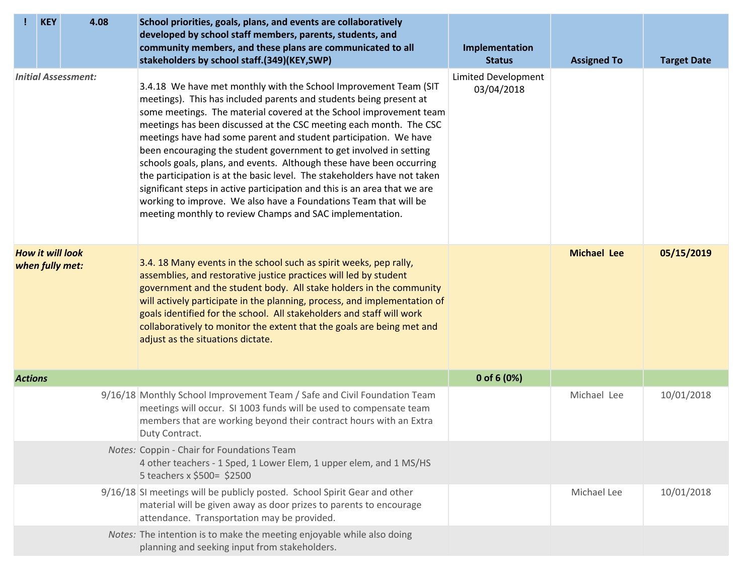| ! | KEY | 4.08 | School priorities, goals, plans, and events are collaboratively developed by school staff members, parents, students, and community members, and these plans are communicated to all stakeholders by school staff.(349)(KEY,SWP) | Implementation Status | Assigned To | Target Date |
|---|---|---|---|---|---|---|
| *Initial Assessment:* | | | 3.4.18 We have met monthly with the School Improvement Team (SIT meetings). This has included parents and students being present at some meetings. The material covered at the School improvement team meetings has been discussed at the CSC meeting each month. The CSC meetings have had some parent and student participation. We have been encouraging the student government to get involved in setting schools goals, plans, and events. Although these have been occurring the participation is at the basic level. The stakeholders have not taken significant steps in active participation and this is an area that we are working to improve. We also have a Foundations Team that will be meeting monthly to review Champs and SAC implementation. | Limited Development 03/04/2018 | | |
| ***How it will look when fully met:*** | | | 3.4. 18 Many events in the school such as spirit weeks, pep rally, assemblies, and restorative justice practices will led by student government and the student body. All stake holders in the community will actively participate in the planning, process, and implementation of goals identified for the school. All stakeholders and staff will work collaboratively to monitor the extent that the goals are being met and adjust as the situations dictate. | | **Michael Lee** | **05/15/2019** |
| ***Actions*** | | | | **0 of 6 (0%)** | | |
| | | 9/16/18 | Monthly School Improvement Team / Safe and Civil Foundation Team meetings will occur. SI 1003 funds will be used to compensate team members that are working beyond their contract hours with an Extra Duty Contract. | | Michael Lee | 10/01/2018 |
| | | *Notes:* | Coppin - Chair for Foundations Team<br>4 other teachers - 1 Sped, 1 Lower Elem, 1 upper elem, and 1 MS/HS<br>5 teachers x $500= $2500 | | | |
| | | 9/16/18 | SI meetings will be publicly posted. School Spirit Gear and other material will be given away as door prizes to parents to encourage attendance. Transportation may be provided. | | Michael Lee | 10/01/2018 |
| | | *Notes:* | The intention is to make the meeting enjoyable while also doing planning and seeking input from stakeholders. | | | |